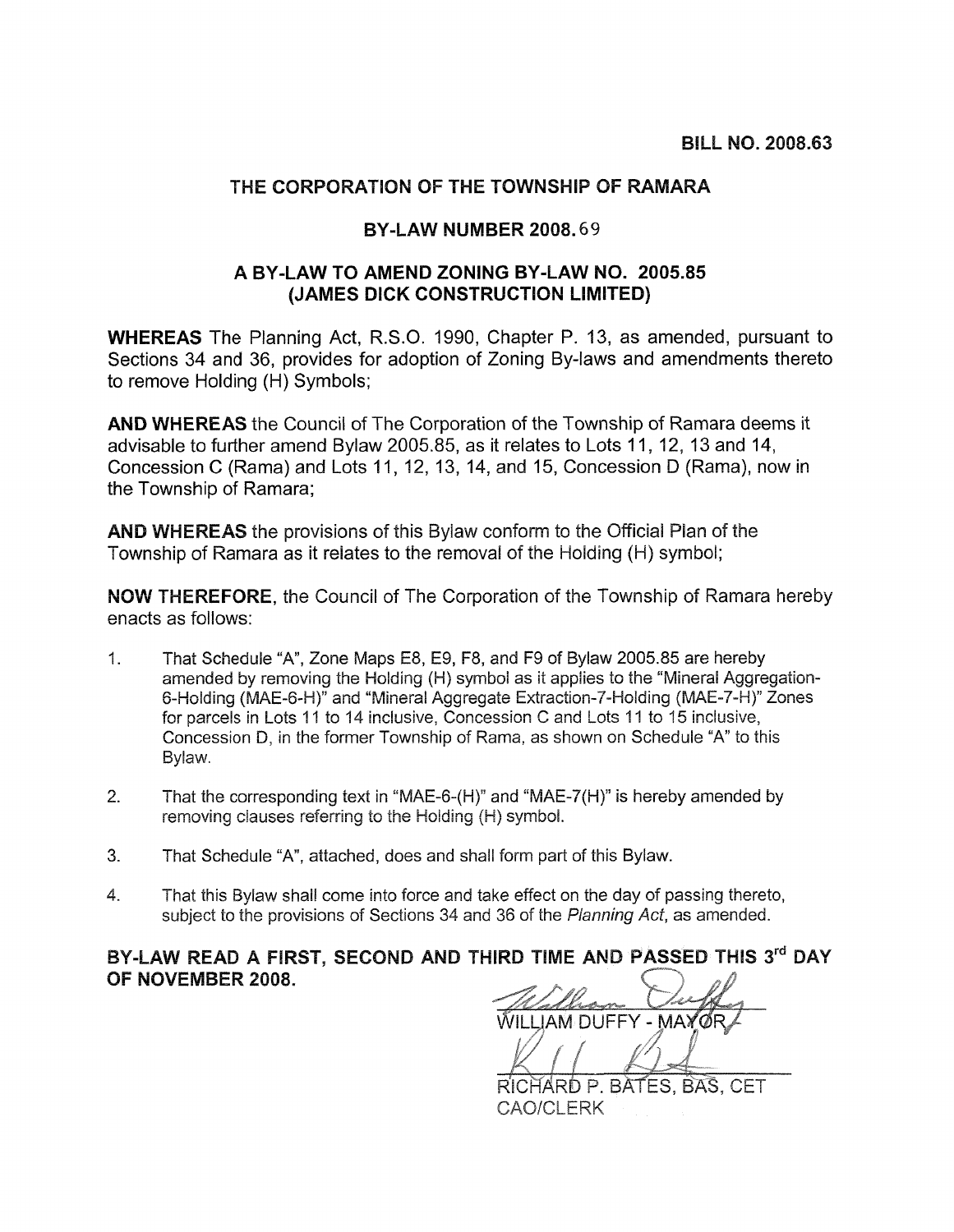**BILL NO. 2008.63**

## THE CORPORATION OF THE TOWNSHIP OF RAMARA

## BY-LAW NUMBER 2008.69

## A BY-LAW TO AMEND ZONING BY-LAW NO. 2005.85 (JAMES DICK CONSTRUCTION LIMITED)

**WHEREAS** The Planning Act, R.S.O. 1990, Chapter P. 13, as amended, pursuant to Sections 34 and 36, provides for adoption of Zoning By-laws and amendments thereto to remove Holding (H) Symbols;

**AND WHEREAS** the Council of The Corporation of the Township of Ramara deems it advisable to further amend Bylaw 2005.85, as it relates to Lots 11, 12, 13 and 14, Concession C (Rama) and Lots 11, 12, 13, 14, and 15, Concession D (Rama), now in the Township of Ramara;

**AND WHEREAS** the provisions of this Bylaw conform to the Official Plan of the Township of Ramara as it relates to the removal of the Holding (H) symbol;

**NOW THEREFORE**, the Council of The Corporation of the Township of Ramara hereby enacts as follows:

1. That Schedule "A", Zone Maps E8, E9, F8, and F9 of Bylaw 2005.85 are hereby amended by removing the Holding (H) symbol as it applies to the "Mineral Aggregation-6-Holding (MAE-6-H)" and "Mineral Aggregate Extraction-7-Holding (MAE-7-H)" Zones for parcels in Lots 11 to 14 inclusive, Concession C and Lots 11 to 15 inclusive, Concession D, in the former Township of Rama, as shown on Schedule "A" to this Bylaw.

2. That the corresponding text in "MAE-6-(H)" and "MAE-7(H)" is hereby amended by removing clauses referring to the Holding (H) symbol.

3. That Schedule "A", attached, does and shall form part of this Bylaw.

4. That this Bylaw shall come into force and take effect on the day of passing thereto, subject to the provisions of Sections 34 and 36 of the *Planning Act*, as amended.

**BY-LAW READ A FIRST, SECOND AND THIRD TIME AND PASSED THIS 3rd DAY OF NOVEMBER 2008.**

WILLIAM DUFFY - MAYOR

RICHARD P. BATES, BAS, CET
CAO/CLERK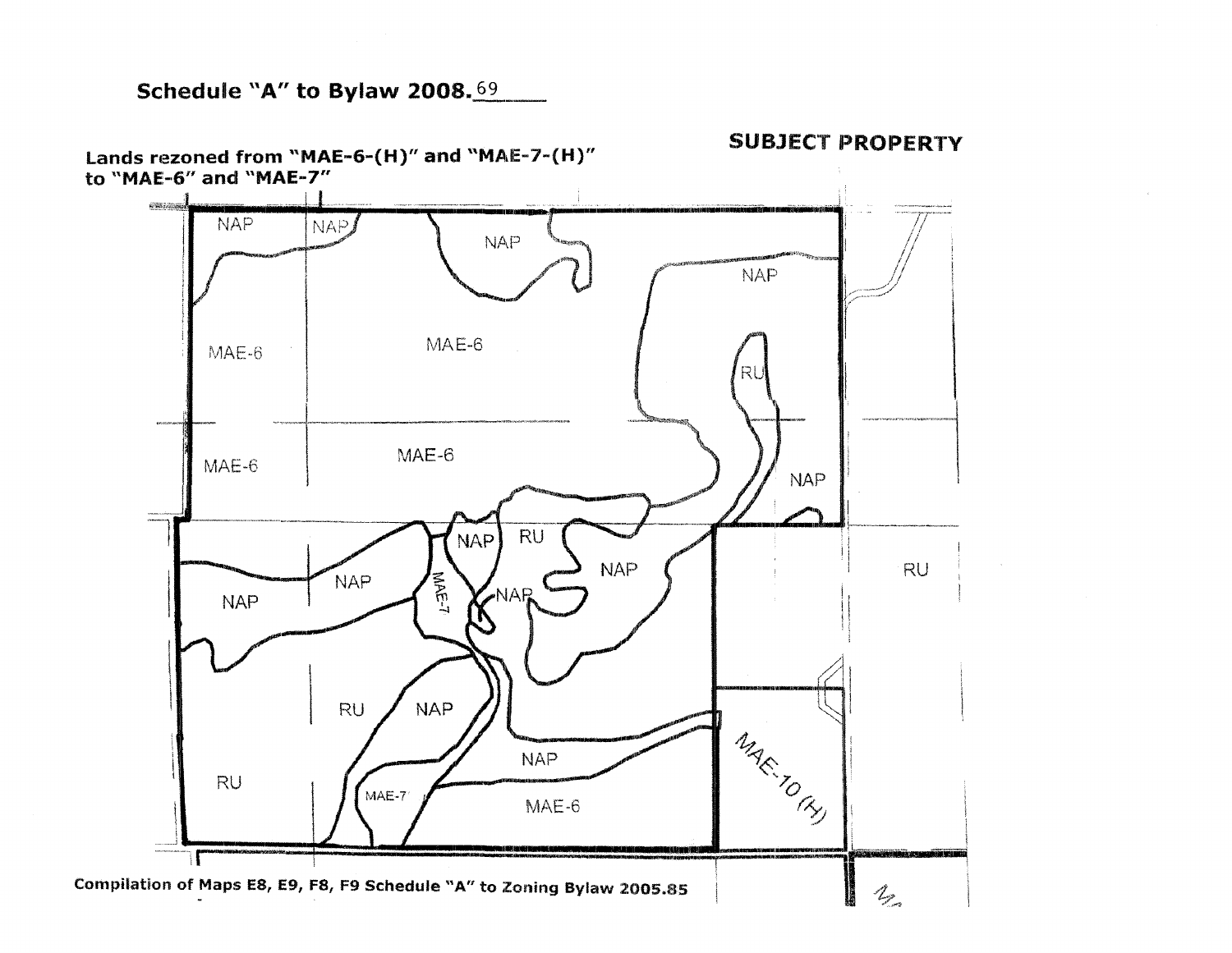**Schedule "A" to Bylaw 2008.69**

**SUBJECT PROPERTY**

**Lands rezoned from "MAE-6-(H)" and "MAE-7-(H)" to "MAE-6" and "MAE-7"**

NAP
NAP
NAP
NAP
MAE-6
MAE-6
RU
MAE-6
MAE-6
NAP
NAP
RU
RU
NAP
NAP
NAP
MAE-7
NAP
NAP
RU
NAP
MAE-10 (H)
NAP
RU
MAE-7
MAE-6

**Compilation of Maps E8, E9, F8, F9 Schedule "A" to Zoning Bylaw 2005.85**